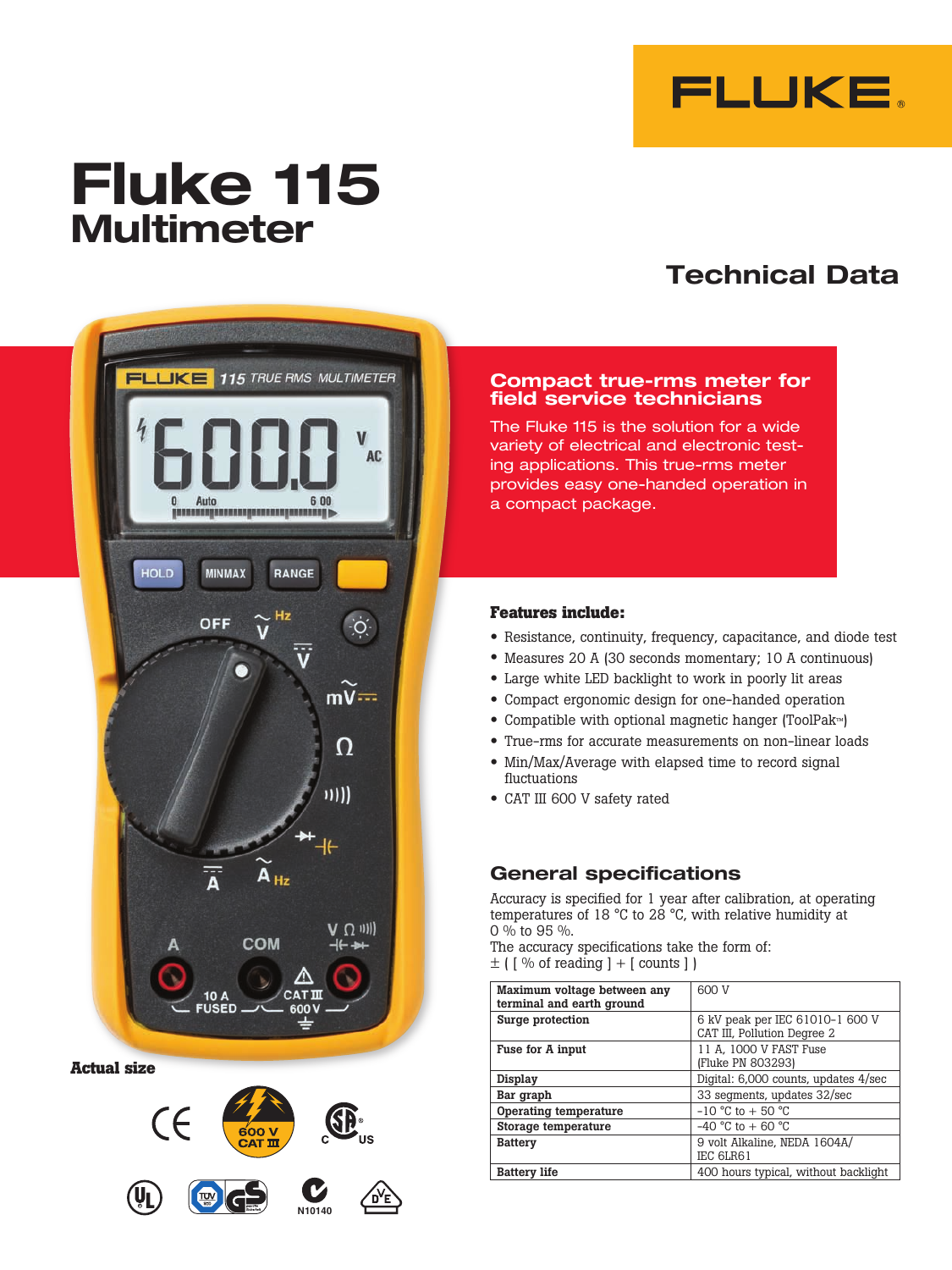# Fluke 115 Multimeter

## Technical Data

### Compact true-rms meter for field service technicians

The Fluke 115 is the solution for a wide variety of electrical and electronic testing applications. This true-rms meter provides easy one-handed operation in a compact package.

**Actual size**

**Features include:**

- Resistance, continuity, frequency, capacitance, and diode test
- Measures 20 A (30 seconds momentary; 10 A continuous)
- Large white LED backlight to work in poorly lit areas
- Compact ergonomic design for one-handed operation
- Compatible with optional magnetic hanger (ToolPak™)
- True-rms for accurate measurements on non-linear loads
- Min/Max/Average with elapsed time to record signal fluctuations
- CAT III 600 V safety rated

## General specifications

Accuracy is specified for 1 year after calibration, at operating temperatures of 18 °C to 28 °C, with relative humidity at 0 % to 95 %.
The accuracy specifications take the form of:
± ( [ % of reading ] + [ counts ] )

| | |
|---|---|
| **Maximum voltage between any terminal and earth ground** | 600 V |
| **Surge protection** | 6 kV peak per IEC 61010-1 600 V CAT III, Pollution Degree 2 |
| **Fuse for A input** | 11 A, 1000 V FAST Fuse (Fluke PN 803293) |
| **Display** | Digital: 6,000 counts, updates 4/sec |
| **Bar graph** | 33 segments, updates 32/sec |
| **Operating temperature** | -10 °C to + 50 °C |
| **Storage temperature** | -40 °C to + 60 °C |
| **Battery** | 9 volt Alkaline, NEDA 1604A/ IEC 6LR61 |
| **Battery life** | 400 hours typical, without backlight |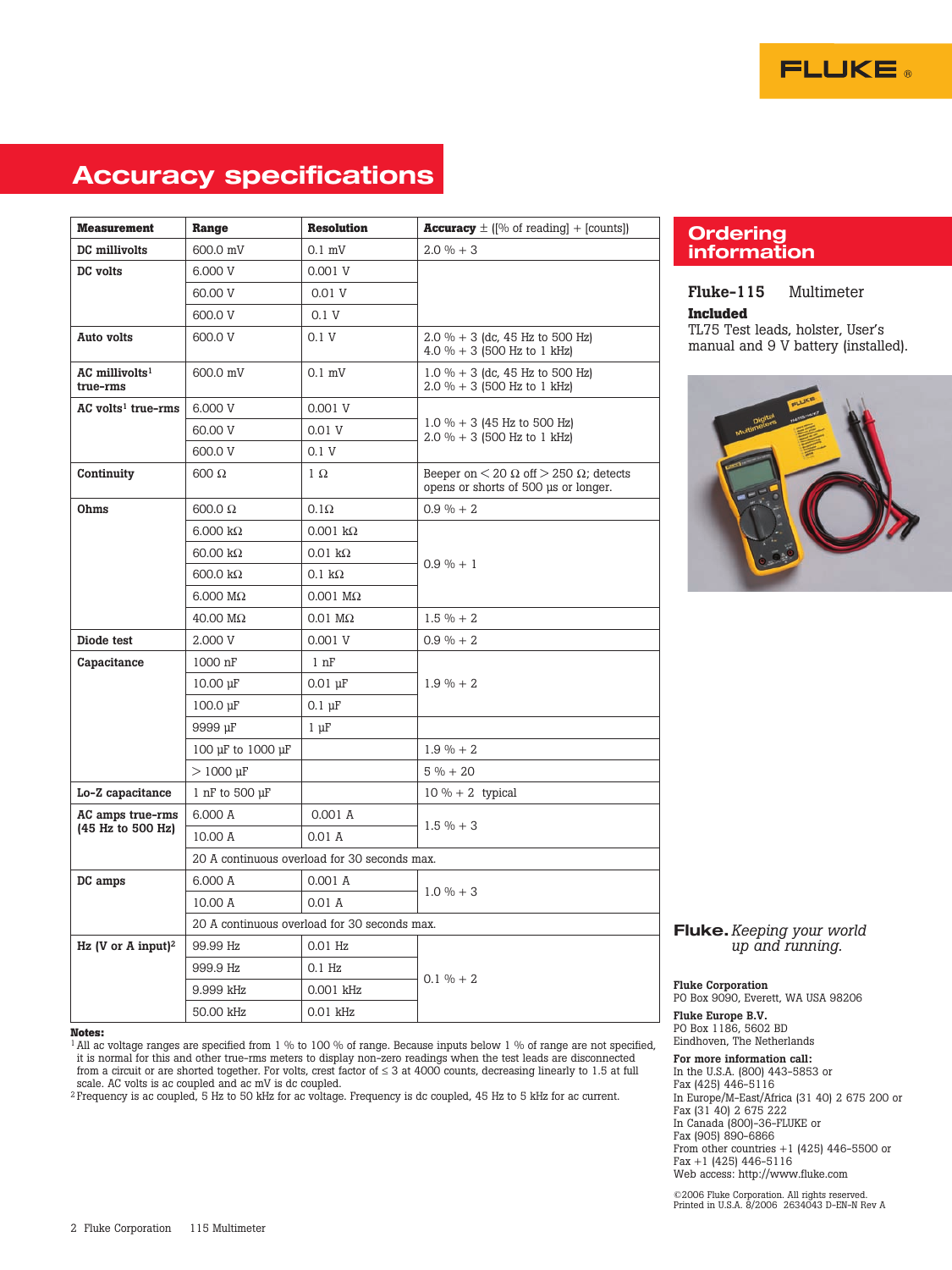# Accuracy specifications

| Measurement | Range | Resolution | Accuracy ± ([% of reading] + [counts]) |
|---|---|---|---|
| DC millivolts | 600.0 mV | 0.1 mV | 2.0 % + 3 |
| DC volts | 6.000 V | 0.001 V | |
| | 60.00 V | 0.01 V | |
| | 600.0 V | 0.1 V | |
| Auto volts | 600.0 V | 0.1 V | 2.0 % + 3 (dc, 45 Hz to 500 Hz) 4.0 % + 3 (500 Hz to 1 kHz) |
| AC millivolts[1] true-rms | 600.0 mV | 0.1 mV | 1.0 % + 3 (dc, 45 Hz to 500 Hz) 2.0 % + 3 (500 Hz to 1 kHz) |
| AC volts[1] true-rms | 6.000 V | 0.001 V | 1.0 % + 3 (45 Hz to 500 Hz) 2.0 % + 3 (500 Hz to 1 kHz) |
| | 60.00 V | 0.01 V | |
| | 600.0 V | 0.1 V | |
| Continuity | 600 Ω | 1 Ω | Beeper on < 20 Ω off > 250 Ω; detects opens or shorts of 500 µs or longer. |
| Ohms | 600.0 Ω | 0.1Ω | 0.9 % + 2 |
| | 6.000 kΩ | 0.001 kΩ | 0.9 % + 1 |
| | 60.00 kΩ | 0.01 kΩ | |
| | 600.0 kΩ | 0.1 kΩ | |
| | 6.000 MΩ | 0.001 MΩ | |
| | 40.00 MΩ | 0.01 MΩ | 1.5 % + 2 |
| Diode test | 2.000 V | 0.001 V | 0.9 % + 2 |
| Capacitance | 1000 nF | 1 nF | 1.9 % + 2 |
| | 10.00 µF | 0.01 µF | |
| | 100.0 µF | 0.1 µF | |
| | 9999 µF | 1 µF | |
| | 100 µF to 1000 µF | | 1.9 % + 2 |
| | > 1000 µF | | 5 % + 20 |
| Lo-Z capacitance | 1 nF to 500 µF | | 10 % + 2 typical |
| AC amps true-rms (45 Hz to 500 Hz) | 6.000 A | 0.001 A | 1.5 % + 3 |
| | 10.00 A | 0.01 A | |
| | 20 A continuous overload for 30 seconds max. | | |
| DC amps | 6.000 A | 0.001 A | 1.0 % + 3 |
| | 10.00 A | 0.01 A | |
| | 20 A continuous overload for 30 seconds max. | | |
| Hz (V or A input)[2] | 99.99 Hz | 0.01 Hz | 0.1 % + 2 |
| | 999.9 Hz | 0.1 Hz | |
| | 9.999 kHz | 0.001 kHz | |
| | 50.00 kHz | 0.01 kHz | |

**Notes:**

[1] All ac voltage ranges are specified from 1 % to 100 % of range. Because inputs below 1 % of range are not specified, it is normal for this and other true-rms meters to display non-zero readings when the test leads are disconnected from a circuit or are shorted together. For volts, crest factor of ≤ 3 at 4000 counts, decreasing linearly to 1.5 at full scale. AC volts is ac coupled and ac mV is dc coupled.

[2] Frequency is ac coupled, 5 Hz to 50 kHz for ac voltage. Frequency is dc coupled, 45 Hz to 5 kHz for ac current.

## Ordering information

**Fluke-115** Multimeter

**Included**
TL75 Test leads, holster, User's manual and 9 V battery (installed).

**Fluke.** *Keeping your world up and running.*

**Fluke Corporation**
PO Box 9090, Everett, WA USA 98206

**Fluke Europe B.V.**
PO Box 1186, 5602 BD
Eindhoven, The Netherlands

**For more information call:**
In the U.S.A. (800) 443-5853 or
Fax (425) 446-5116
In Europe/M-East/Africa (31 40) 2 675 200 or
Fax (31 40) 2 675 222
In Canada (800)-36-FLUKE or
Fax (905) 890-6866
From other countries +1 (425) 446-5500 or
Fax +1 (425) 446-5116
Web access: http://www.fluke.com

©2006 Fluke Corporation. All rights reserved.
Printed in U.S.A. 8/2006 2634043 D-EN-N Rev A